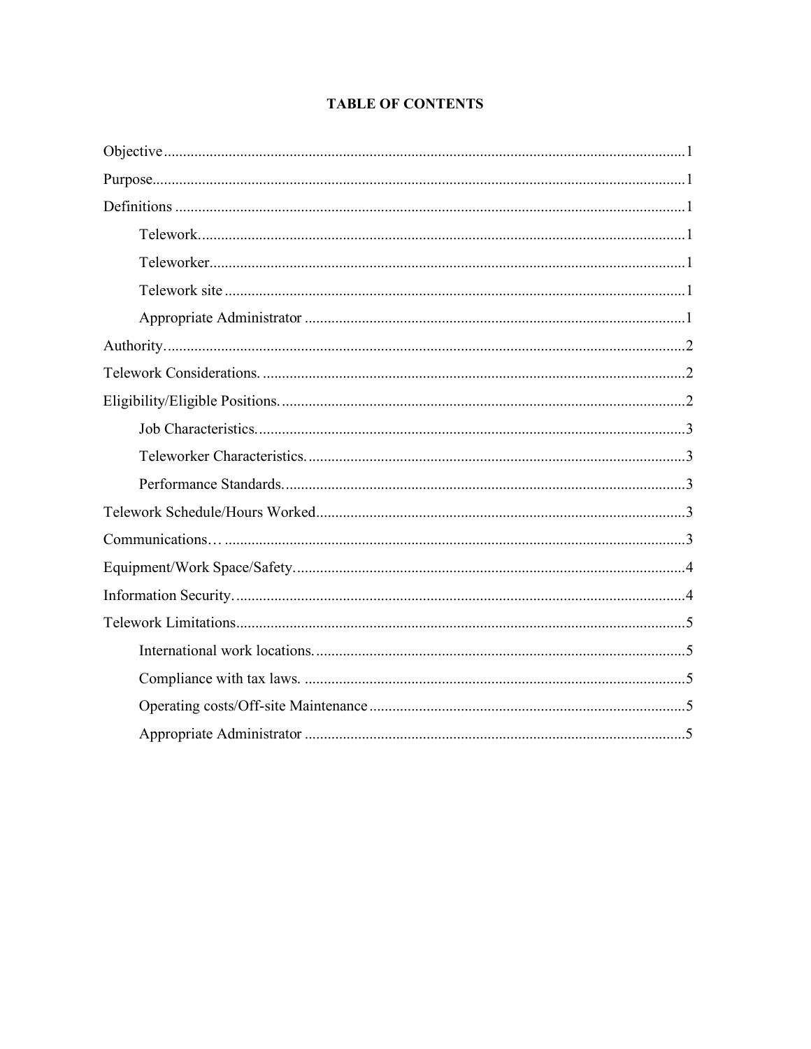**TABLE OF CONTENTS**

Objective ........................................................................................................................ 1

Purpose............................................................................................................................ 1

Definitions ....................................................................................................................... 1

- Telework......................................................................................................... 1
- Teleworker...................................................................................................... 1
- Telework site .................................................................................................. 1
- Appropriate Administrator ............................................................................. 1

Authority.......................................................................................................................... 2

Telework Considerations. ................................................................................................ 2

Eligibility/Eligible Positions. ........................................................................................... 2

- Job Characteristics.......................................................................................... 3
- Teleworker Characteristics. ............................................................................ 3
- Performance Standards.................................................................................... 3

Telework Schedule/Hours Worked.................................................................................. 3

Communications… ......................................................................................................... 3

Equipment/Work Space/Safety........................................................................................ 4

Information Security. ....................................................................................................... 4

Telework Limitations....................................................................................................... 5

- International work locations........................................................................... 5
- Compliance with tax laws. ............................................................................. 5
- Operating costs/Off-site Maintenance ............................................................ 5
- Appropriate Administrator ............................................................................. 5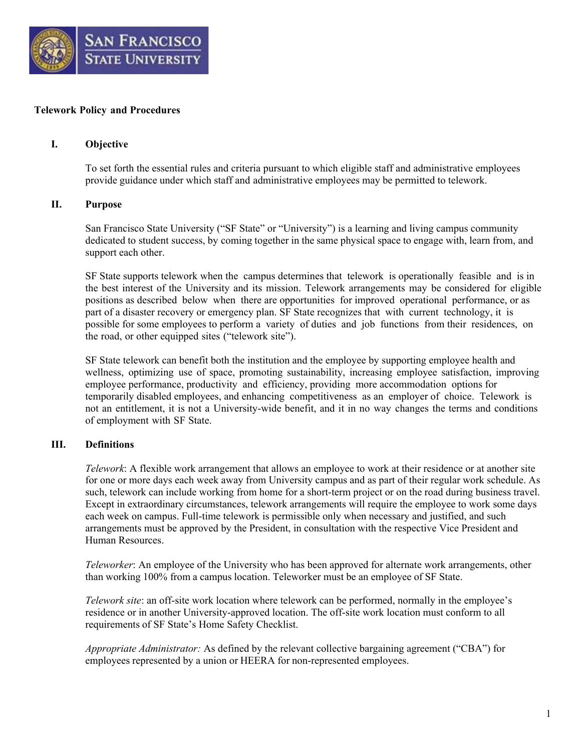**SAN FRANCISCO STATE UNIVERSITY**

**Telework Policy and Procedures**

## I. Objective

To set forth the essential rules and criteria pursuant to which eligible staff and administrative employees provide guidance under which staff and administrative employees may be permitted to telework.

## II. Purpose

San Francisco State University ("SF State" or "University") is a learning and living campus community dedicated to student success, by coming together in the same physical space to engage with, learn from, and support each other.

SF State supports telework when the campus determines that telework is operationally feasible and is in the best interest of the University and its mission. Telework arrangements may be considered for eligible positions as described below when there are opportunities for improved operational performance, or as part of a disaster recovery or emergency plan. SF State recognizes that with current technology, it is possible for some employees to perform a variety of duties and job functions from their residences, on the road, or other equipped sites ("telework site").

SF State telework can benefit both the institution and the employee by supporting employee health and wellness, optimizing use of space, promoting sustainability, increasing employee satisfaction, improving employee performance, productivity and efficiency, providing more accommodation options for temporarily disabled employees, and enhancing competitiveness as an employer of choice. Telework is not an entitlement, it is not a University-wide benefit, and it in no way changes the terms and conditions of employment with SF State.

## III. Definitions

*Telework*: A flexible work arrangement that allows an employee to work at their residence or at another site for one or more days each week away from University campus and as part of their regular work schedule. As such, telework can include working from home for a short-term project or on the road during business travel. Except in extraordinary circumstances, telework arrangements will require the employee to work some days each week on campus. Full-time telework is permissible only when necessary and justified, and such arrangements must be approved by the President, in consultation with the respective Vice President and Human Resources.

*Teleworker*: An employee of the University who has been approved for alternate work arrangements, other than working 100% from a campus location. Teleworker must be an employee of SF State.

*Telework site*: an off-site work location where telework can be performed, normally in the employee's residence or in another University-approved location. The off-site work location must conform to all requirements of SF State's Home Safety Checklist.

*Appropriate Administrator:* As defined by the relevant collective bargaining agreement ("CBA") for employees represented by a union or HEERA for non-represented employees.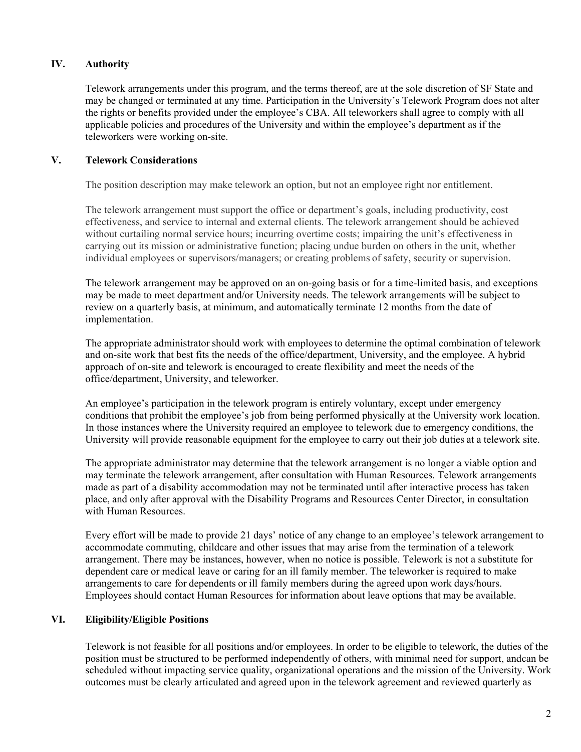## IV. Authority

Telework arrangements under this program, and the terms thereof, are at the sole discretion of SF State and may be changed or terminated at any time. Participation in the University's Telework Program does not alter the rights or benefits provided under the employee's CBA. All teleworkers shall agree to comply with all applicable policies and procedures of the University and within the employee's department as if the teleworkers were working on-site.

## V. Telework Considerations

The position description may make telework an option, but not an employee right nor entitlement.

The telework arrangement must support the office or department's goals, including productivity, cost effectiveness, and service to internal and external clients. The telework arrangement should be achieved without curtailing normal service hours; incurring overtime costs; impairing the unit's effectiveness in carrying out its mission or administrative function; placing undue burden on others in the unit, whether individual employees or supervisors/managers; or creating problems of safety, security or supervision.

The telework arrangement may be approved on an on-going basis or for a time-limited basis, and exceptions may be made to meet department and/or University needs. The telework arrangements will be subject to review on a quarterly basis, at minimum, and automatically terminate 12 months from the date of implementation.

The appropriate administrator should work with employees to determine the optimal combination of telework and on-site work that best fits the needs of the office/department, University, and the employee. A hybrid approach of on-site and telework is encouraged to create flexibility and meet the needs of the office/department, University, and teleworker.

An employee's participation in the telework program is entirely voluntary, except under emergency conditions that prohibit the employee's job from being performed physically at the University work location. In those instances where the University required an employee to telework due to emergency conditions, the University will provide reasonable equipment for the employee to carry out their job duties at a telework site.

The appropriate administrator may determine that the telework arrangement is no longer a viable option and may terminate the telework arrangement, after consultation with Human Resources. Telework arrangements made as part of a disability accommodation may not be terminated until after interactive process has taken place, and only after approval with the Disability Programs and Resources Center Director, in consultation with Human Resources.

Every effort will be made to provide 21 days' notice of any change to an employee's telework arrangement to accommodate commuting, childcare and other issues that may arise from the termination of a telework arrangement. There may be instances, however, when no notice is possible. Telework is not a substitute for dependent care or medical leave or caring for an ill family member. The teleworker is required to make arrangements to care for dependents or ill family members during the agreed upon work days/hours. Employees should contact Human Resources for information about leave options that may be available.

## VI. Eligibility/Eligible Positions

Telework is not feasible for all positions and/or employees. In order to be eligible to telework, the duties of the position must be structured to be performed independently of others, with minimal need for support, andcan be scheduled without impacting service quality, organizational operations and the mission of the University. Work outcomes must be clearly articulated and agreed upon in the telework agreement and reviewed quarterly as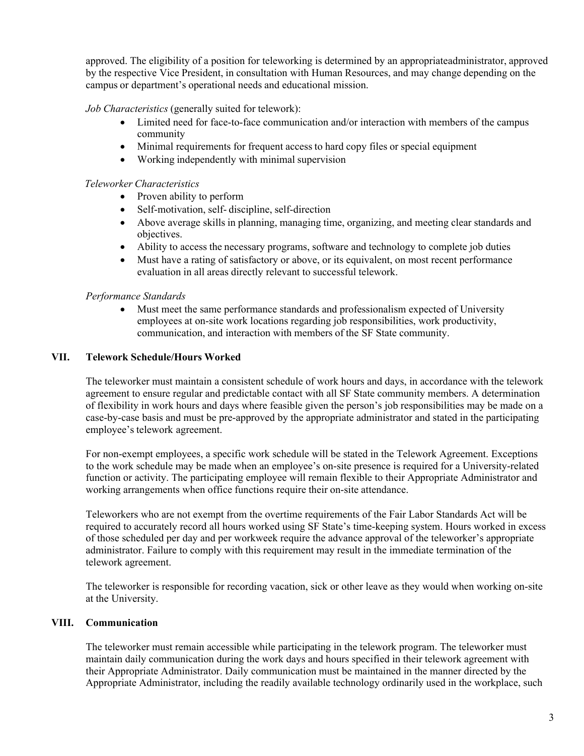approved. The eligibility of a position for teleworking is determined by an appropriateadministrator, approved by the respective Vice President, in consultation with Human Resources, and may change depending on the campus or department's operational needs and educational mission.

*Job Characteristics* (generally suited for telework):

- Limited need for face-to-face communication and/or interaction with members of the campus community
- Minimal requirements for frequent access to hard copy files or special equipment
- Working independently with minimal supervision

*Teleworker Characteristics*

- Proven ability to perform
- Self-motivation, self- discipline, self-direction
- Above average skills in planning, managing time, organizing, and meeting clear standards and objectives.
- Ability to access the necessary programs, software and technology to complete job duties
- Must have a rating of satisfactory or above, or its equivalent, on most recent performance evaluation in all areas directly relevant to successful telework.

*Performance Standards*

- Must meet the same performance standards and professionalism expected of University employees at on-site work locations regarding job responsibilities, work productivity, communication, and interaction with members of the SF State community.

## VII. Telework Schedule/Hours Worked

The teleworker must maintain a consistent schedule of work hours and days, in accordance with the telework agreement to ensure regular and predictable contact with all SF State community members. A determination of flexibility in work hours and days where feasible given the person's job responsibilities may be made on a case-by-case basis and must be pre-approved by the appropriate administrator and stated in the participating employee's telework agreement.

For non-exempt employees, a specific work schedule will be stated in the Telework Agreement. Exceptions to the work schedule may be made when an employee's on-site presence is required for a University-related function or activity. The participating employee will remain flexible to their Appropriate Administrator and working arrangements when office functions require their on-site attendance.

Teleworkers who are not exempt from the overtime requirements of the Fair Labor Standards Act will be required to accurately record all hours worked using SF State's time-keeping system. Hours worked in excess of those scheduled per day and per workweek require the advance approval of the teleworker's appropriate administrator. Failure to comply with this requirement may result in the immediate termination of the telework agreement.

The teleworker is responsible for recording vacation, sick or other leave as they would when working on-site at the University.

## VIII. Communication

The teleworker must remain accessible while participating in the telework program. The teleworker must maintain daily communication during the work days and hours specified in their telework agreement with their Appropriate Administrator. Daily communication must be maintained in the manner directed by the Appropriate Administrator, including the readily available technology ordinarily used in the workplace, such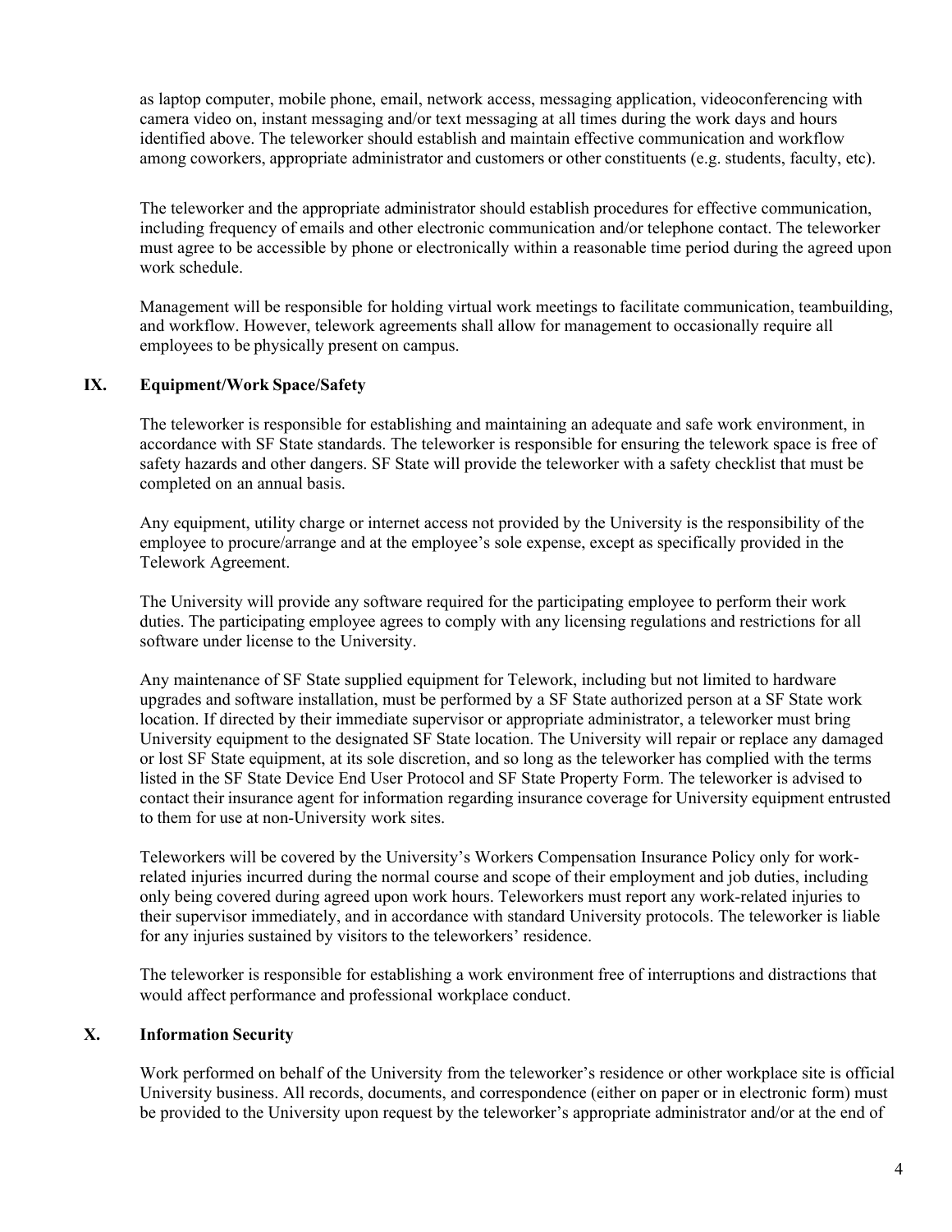as laptop computer, mobile phone, email, network access, messaging application, videoconferencing with camera video on, instant messaging and/or text messaging at all times during the work days and hours identified above. The teleworker should establish and maintain effective communication and workflow among coworkers, appropriate administrator and customers or other constituents (e.g. students, faculty, etc).

The teleworker and the appropriate administrator should establish procedures for effective communication, including frequency of emails and other electronic communication and/or telephone contact. The teleworker must agree to be accessible by phone or electronically within a reasonable time period during the agreed upon work schedule.

Management will be responsible for holding virtual work meetings to facilitate communication, teambuilding, and workflow. However, telework agreements shall allow for management to occasionally require all employees to be physically present on campus.

## IX. Equipment/Work Space/Safety

The teleworker is responsible for establishing and maintaining an adequate and safe work environment, in accordance with SF State standards. The teleworker is responsible for ensuring the telework space is free of safety hazards and other dangers. SF State will provide the teleworker with a safety checklist that must be completed on an annual basis.

Any equipment, utility charge or internet access not provided by the University is the responsibility of the employee to procure/arrange and at the employee's sole expense, except as specifically provided in the Telework Agreement.

The University will provide any software required for the participating employee to perform their work duties. The participating employee agrees to comply with any licensing regulations and restrictions for all software under license to the University.

Any maintenance of SF State supplied equipment for Telework, including but not limited to hardware upgrades and software installation, must be performed by a SF State authorized person at a SF State work location. If directed by their immediate supervisor or appropriate administrator, a teleworker must bring University equipment to the designated SF State location. The University will repair or replace any damaged or lost SF State equipment, at its sole discretion, and so long as the teleworker has complied with the terms listed in the SF State Device End User Protocol and SF State Property Form. The teleworker is advised to contact their insurance agent for information regarding insurance coverage for University equipment entrusted to them for use at non-University work sites.

Teleworkers will be covered by the University's Workers Compensation Insurance Policy only for work-related injuries incurred during the normal course and scope of their employment and job duties, including only being covered during agreed upon work hours. Teleworkers must report any work-related injuries to their supervisor immediately, and in accordance with standard University protocols. The teleworker is liable for any injuries sustained by visitors to the teleworkers' residence.

The teleworker is responsible for establishing a work environment free of interruptions and distractions that would affect performance and professional workplace conduct.

## X. Information Security

Work performed on behalf of the University from the teleworker's residence or other workplace site is official University business. All records, documents, and correspondence (either on paper or in electronic form) must be provided to the University upon request by the teleworker's appropriate administrator and/or at the end of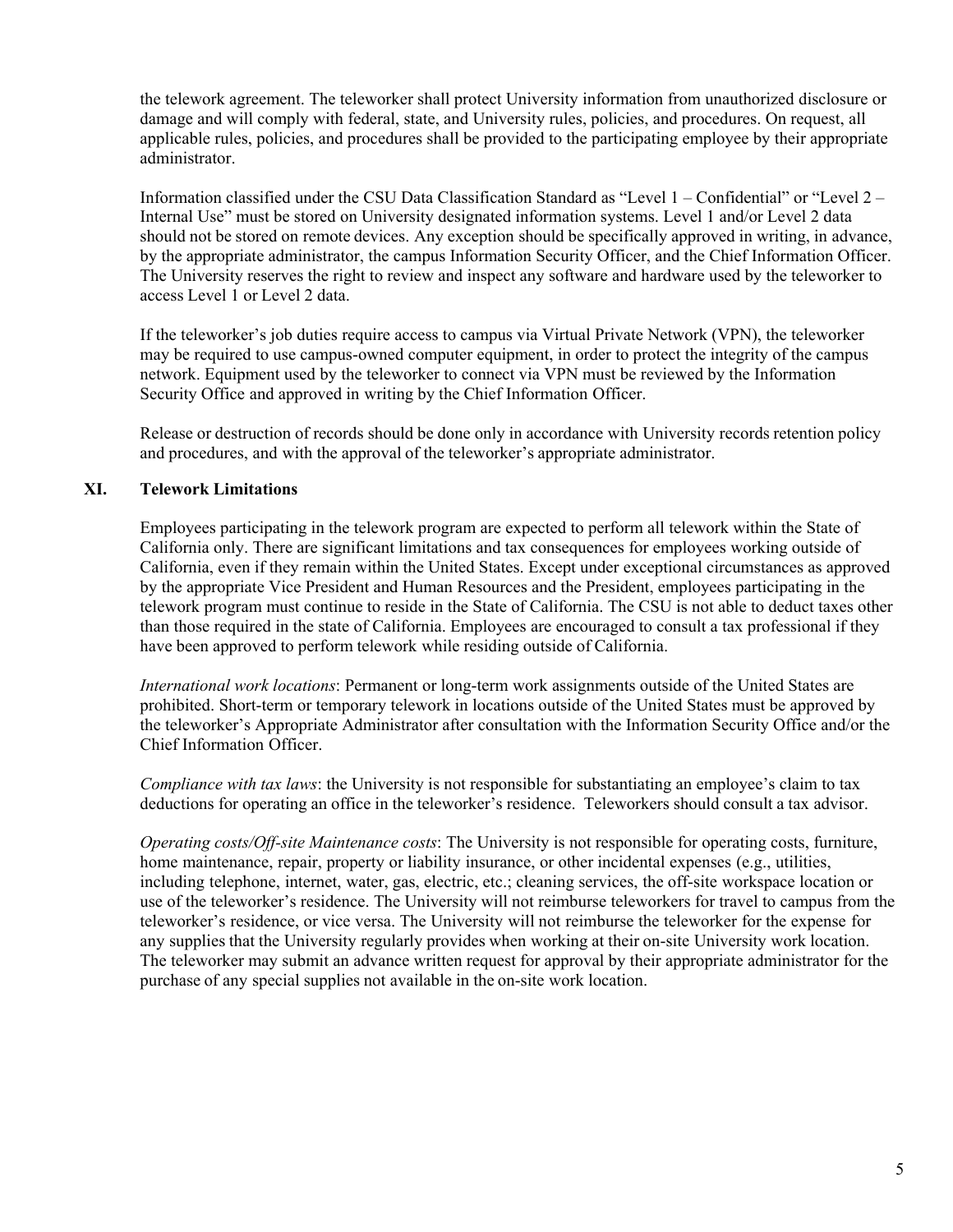the telework agreement. The teleworker shall protect University information from unauthorized disclosure or damage and will comply with federal, state, and University rules, policies, and procedures. On request, all applicable rules, policies, and procedures shall be provided to the participating employee by their appropriate administrator.

Information classified under the CSU Data Classification Standard as "Level 1 – Confidential" or "Level 2 – Internal Use" must be stored on University designated information systems. Level 1 and/or Level 2 data should not be stored on remote devices. Any exception should be specifically approved in writing, in advance, by the appropriate administrator, the campus Information Security Officer, and the Chief Information Officer. The University reserves the right to review and inspect any software and hardware used by the teleworker to access Level 1 or Level 2 data.

If the teleworker's job duties require access to campus via Virtual Private Network (VPN), the teleworker may be required to use campus-owned computer equipment, in order to protect the integrity of the campus network. Equipment used by the teleworker to connect via VPN must be reviewed by the Information Security Office and approved in writing by the Chief Information Officer.

Release or destruction of records should be done only in accordance with University records retention policy and procedures, and with the approval of the teleworker's appropriate administrator.

## XI. Telework Limitations

Employees participating in the telework program are expected to perform all telework within the State of California only. There are significant limitations and tax consequences for employees working outside of California, even if they remain within the United States. Except under exceptional circumstances as approved by the appropriate Vice President and Human Resources and the President, employees participating in the telework program must continue to reside in the State of California. The CSU is not able to deduct taxes other than those required in the state of California. Employees are encouraged to consult a tax professional if they have been approved to perform telework while residing outside of California.

*International work locations*: Permanent or long-term work assignments outside of the United States are prohibited. Short-term or temporary telework in locations outside of the United States must be approved by the teleworker's Appropriate Administrator after consultation with the Information Security Office and/or the Chief Information Officer.

*Compliance with tax laws*: the University is not responsible for substantiating an employee's claim to tax deductions for operating an office in the teleworker's residence. Teleworkers should consult a tax advisor.

*Operating costs/Off-site Maintenance costs*: The University is not responsible for operating costs, furniture, home maintenance, repair, property or liability insurance, or other incidental expenses (e.g., utilities, including telephone, internet, water, gas, electric, etc.; cleaning services, the off-site workspace location or use of the teleworker's residence. The University will not reimburse teleworkers for travel to campus from the teleworker's residence, or vice versa. The University will not reimburse the teleworker for the expense for any supplies that the University regularly provides when working at their on-site University work location. The teleworker may submit an advance written request for approval by their appropriate administrator for the purchase of any special supplies not available in the on-site work location.